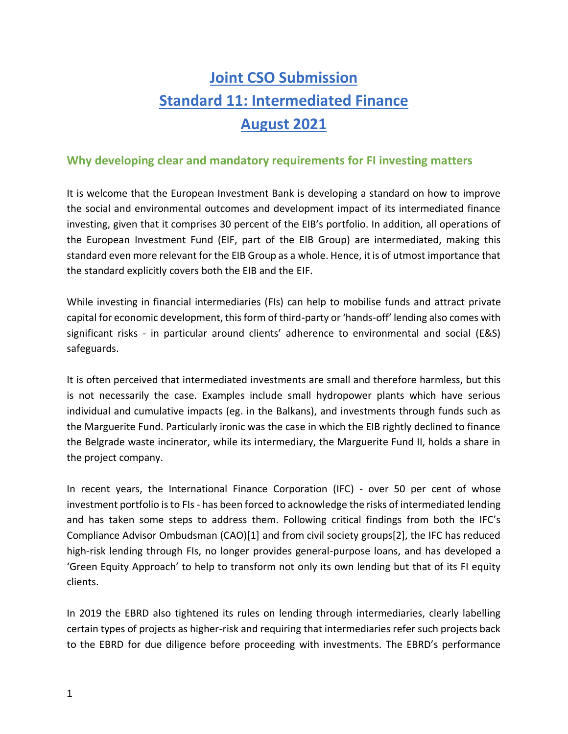# Joint CSO Submission
# Standard 11: Intermediated Finance
# August 2021

## Why developing clear and mandatory requirements for FI investing matters

It is welcome that the European Investment Bank is developing a standard on how to improve the social and environmental outcomes and development impact of its intermediated finance investing, given that it comprises 30 percent of the EIB's portfolio. In addition, all operations of the European Investment Fund (EIF, part of the EIB Group) are intermediated, making this standard even more relevant for the EIB Group as a whole. Hence, it is of utmost importance that the standard explicitly covers both the EIB and the EIF.

While investing in financial intermediaries (FIs) can help to mobilise funds and attract private capital for economic development, this form of third-party or 'hands-off' lending also comes with significant risks - in particular around clients' adherence to environmental and social (E&S) safeguards.

It is often perceived that intermediated investments are small and therefore harmless, but this is not necessarily the case. Examples include small hydropower plants which have serious individual and cumulative impacts (eg. in the Balkans), and investments through funds such as the Marguerite Fund. Particularly ironic was the case in which the EIB rightly declined to finance the Belgrade waste incinerator, while its intermediary, the Marguerite Fund II, holds a share in the project company.

In recent years, the International Finance Corporation (IFC) - over 50 per cent of whose investment portfolio is to FIs - has been forced to acknowledge the risks of intermediated lending and has taken some steps to address them. Following critical findings from both the IFC's Compliance Advisor Ombudsman (CAO)[1] and from civil society groups[2], the IFC has reduced high-risk lending through FIs, no longer provides general-purpose loans, and has developed a 'Green Equity Approach' to help to transform not only its own lending but that of its FI equity clients.

In 2019 the EBRD also tightened its rules on lending through intermediaries, clearly labelling certain types of projects as higher-risk and requiring that intermediaries refer such projects back to the EBRD for due diligence before proceeding with investments. The EBRD's performance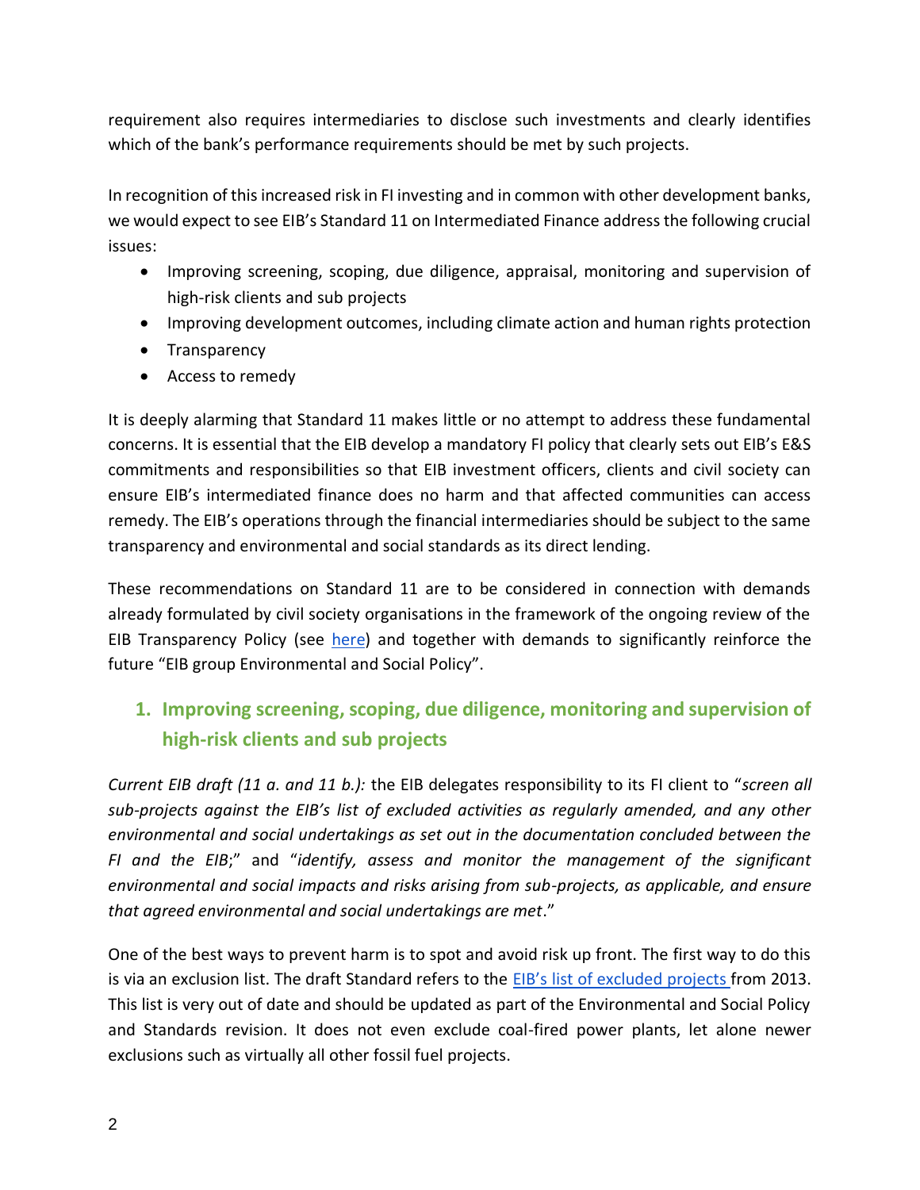requirement also requires intermediaries to disclose such investments and clearly identifies which of the bank's performance requirements should be met by such projects.

In recognition of this increased risk in FI investing and in common with other development banks, we would expect to see EIB's Standard 11 on Intermediated Finance address the following crucial issues:

- Improving screening, scoping, due diligence, appraisal, monitoring and supervision of high-risk clients and sub projects
- Improving development outcomes, including climate action and human rights protection
- Transparency
- Access to remedy

It is deeply alarming that Standard 11 makes little or no attempt to address these fundamental concerns. It is essential that the EIB develop a mandatory FI policy that clearly sets out EIB's E&S commitments and responsibilities so that EIB investment officers, clients and civil society can ensure EIB's intermediated finance does no harm and that affected communities can access remedy. The EIB's operations through the financial intermediaries should be subject to the same transparency and environmental and social standards as its direct lending.

These recommendations on Standard 11 are to be considered in connection with demands already formulated by civil society organisations in the framework of the ongoing review of the EIB Transparency Policy (see here) and together with demands to significantly reinforce the future "EIB group Environmental and Social Policy".

## 1. Improving screening, scoping, due diligence, monitoring and supervision of high-risk clients and sub projects

*Current EIB draft (11 a. and 11 b.):* the EIB delegates responsibility to its FI client to "*screen all sub-projects against the EIB's list of excluded activities as regularly amended, and any other environmental and social undertakings as set out in the documentation concluded between the FI and the EIB*;" and "*identify, assess and monitor the management of the significant environmental and social impacts and risks arising from sub-projects, as applicable, and ensure that agreed environmental and social undertakings are met*."

One of the best ways to prevent harm is to spot and avoid risk up front. The first way to do this is via an exclusion list. The draft Standard refers to the EIB's list of excluded projects from 2013. This list is very out of date and should be updated as part of the Environmental and Social Policy and Standards revision. It does not even exclude coal-fired power plants, let alone newer exclusions such as virtually all other fossil fuel projects.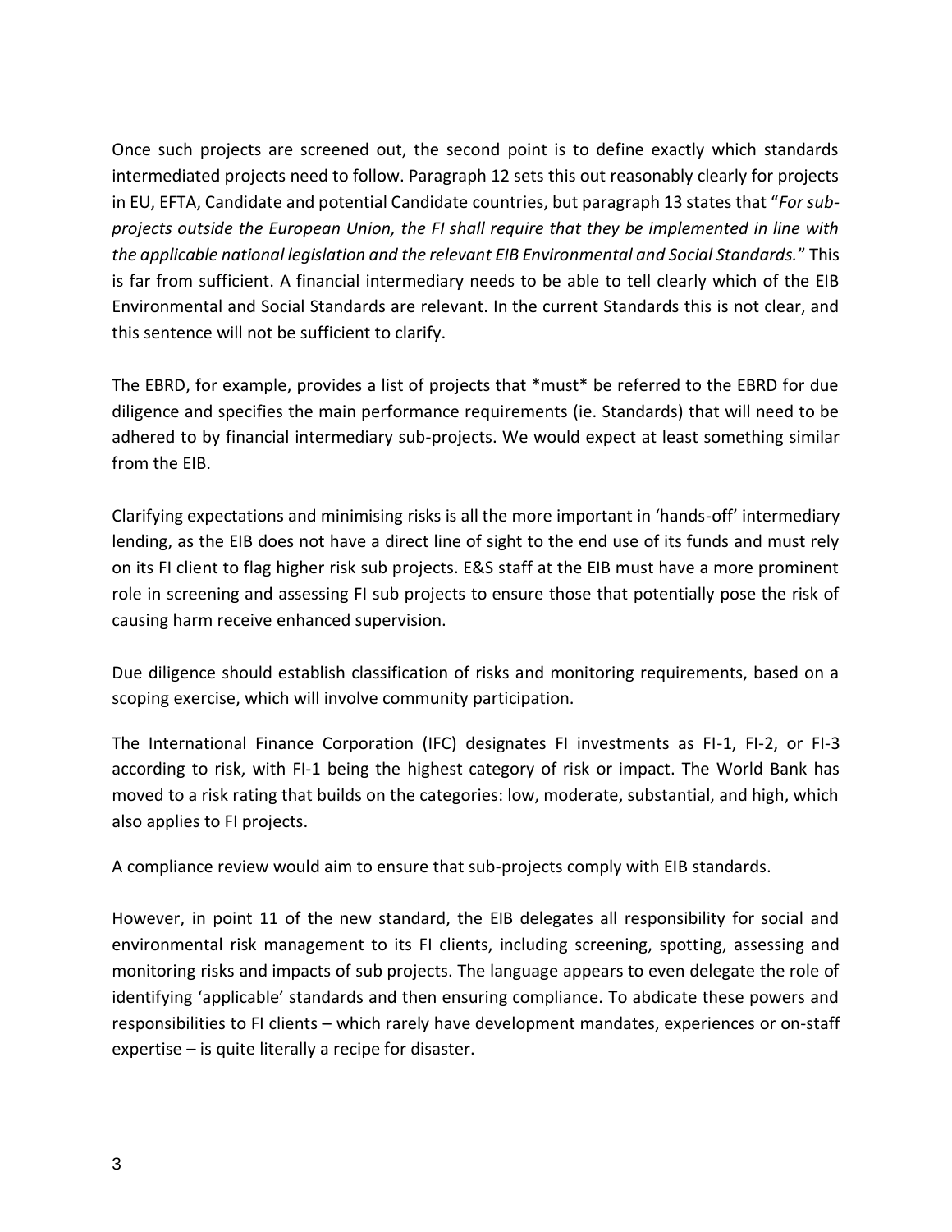Once such projects are screened out, the second point is to define exactly which standards intermediated projects need to follow. Paragraph 12 sets this out reasonably clearly for projects in EU, EFTA, Candidate and potential Candidate countries, but paragraph 13 states that "*For sub-projects outside the European Union, the FI shall require that they be implemented in line with the applicable national legislation and the relevant EIB Environmental and Social Standards.*" This is far from sufficient. A financial intermediary needs to be able to tell clearly which of the EIB Environmental and Social Standards are relevant. In the current Standards this is not clear, and this sentence will not be sufficient to clarify.

The EBRD, for example, provides a list of projects that *must* be referred to the EBRD for due diligence and specifies the main performance requirements (ie. Standards) that will need to be adhered to by financial intermediary sub-projects. We would expect at least something similar from the EIB.

Clarifying expectations and minimising risks is all the more important in 'hands-off' intermediary lending, as the EIB does not have a direct line of sight to the end use of its funds and must rely on its FI client to flag higher risk sub projects. E&S staff at the EIB must have a more prominent role in screening and assessing FI sub projects to ensure those that potentially pose the risk of causing harm receive enhanced supervision.

Due diligence should establish classification of risks and monitoring requirements, based on a scoping exercise, which will involve community participation.

The International Finance Corporation (IFC) designates FI investments as FI-1, FI-2, or FI-3 according to risk, with FI-1 being the highest category of risk or impact. The World Bank has moved to a risk rating that builds on the categories: low, moderate, substantial, and high, which also applies to FI projects.

A compliance review would aim to ensure that sub-projects comply with EIB standards.

However, in point 11 of the new standard, the EIB delegates all responsibility for social and environmental risk management to its FI clients, including screening, spotting, assessing and monitoring risks and impacts of sub projects. The language appears to even delegate the role of identifying 'applicable' standards and then ensuring compliance. To abdicate these powers and responsibilities to FI clients – which rarely have development mandates, experiences or on-staff expertise – is quite literally a recipe for disaster.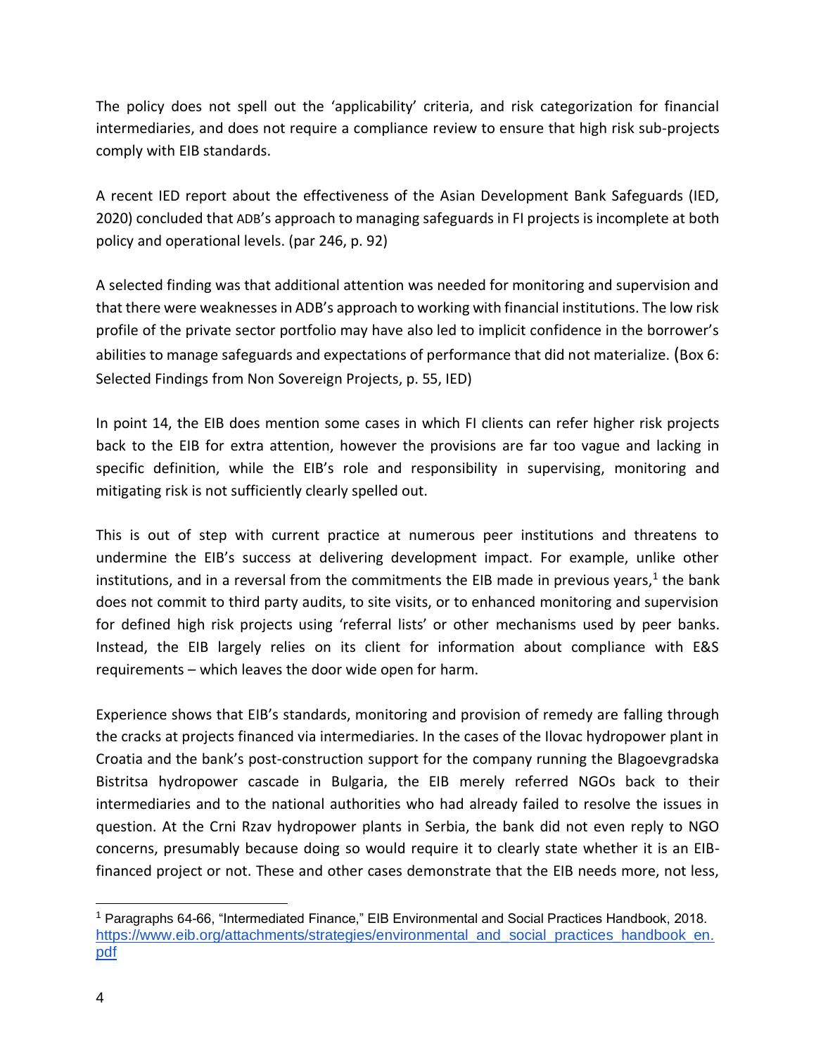The policy does not spell out the 'applicability' criteria, and risk categorization for financial intermediaries, and does not require a compliance review to ensure that high risk sub-projects comply with EIB standards.

A recent IED report about the effectiveness of the Asian Development Bank Safeguards (IED, 2020) concluded that ADB's approach to managing safeguards in FI projects is incomplete at both policy and operational levels. (par 246, p. 92)

A selected finding was that additional attention was needed for monitoring and supervision and that there were weaknesses in ADB's approach to working with financial institutions. The low risk profile of the private sector portfolio may have also led to implicit confidence in the borrower's abilities to manage safeguards and expectations of performance that did not materialize. (Box 6: Selected Findings from Non Sovereign Projects, p. 55, IED)

In point 14, the EIB does mention some cases in which FI clients can refer higher risk projects back to the EIB for extra attention, however the provisions are far too vague and lacking in specific definition, while the EIB's role and responsibility in supervising, monitoring and mitigating risk is not sufficiently clearly spelled out.

This is out of step with current practice at numerous peer institutions and threatens to undermine the EIB's success at delivering development impact. For example, unlike other institutions, and in a reversal from the commitments the EIB made in previous years,[1] the bank does not commit to third party audits, to site visits, or to enhanced monitoring and supervision for defined high risk projects using 'referral lists' or other mechanisms used by peer banks. Instead, the EIB largely relies on its client for information about compliance with E&S requirements – which leaves the door wide open for harm.

Experience shows that EIB's standards, monitoring and provision of remedy are falling through the cracks at projects financed via intermediaries. In the cases of the Ilovac hydropower plant in Croatia and the bank's post-construction support for the company running the Blagoevgradska Bistritsa hydropower cascade in Bulgaria, the EIB merely referred NGOs back to their intermediaries and to the national authorities who had already failed to resolve the issues in question. At the Crni Rzav hydropower plants in Serbia, the bank did not even reply to NGO concerns, presumably because doing so would require it to clearly state whether it is an EIB-financed project or not. These and other cases demonstrate that the EIB needs more, not less,

[1] Paragraphs 64-66, "Intermediated Finance," EIB Environmental and Social Practices Handbook, 2018. https://www.eib.org/attachments/strategies/environmental_and_social_practices_handbook_en.pdf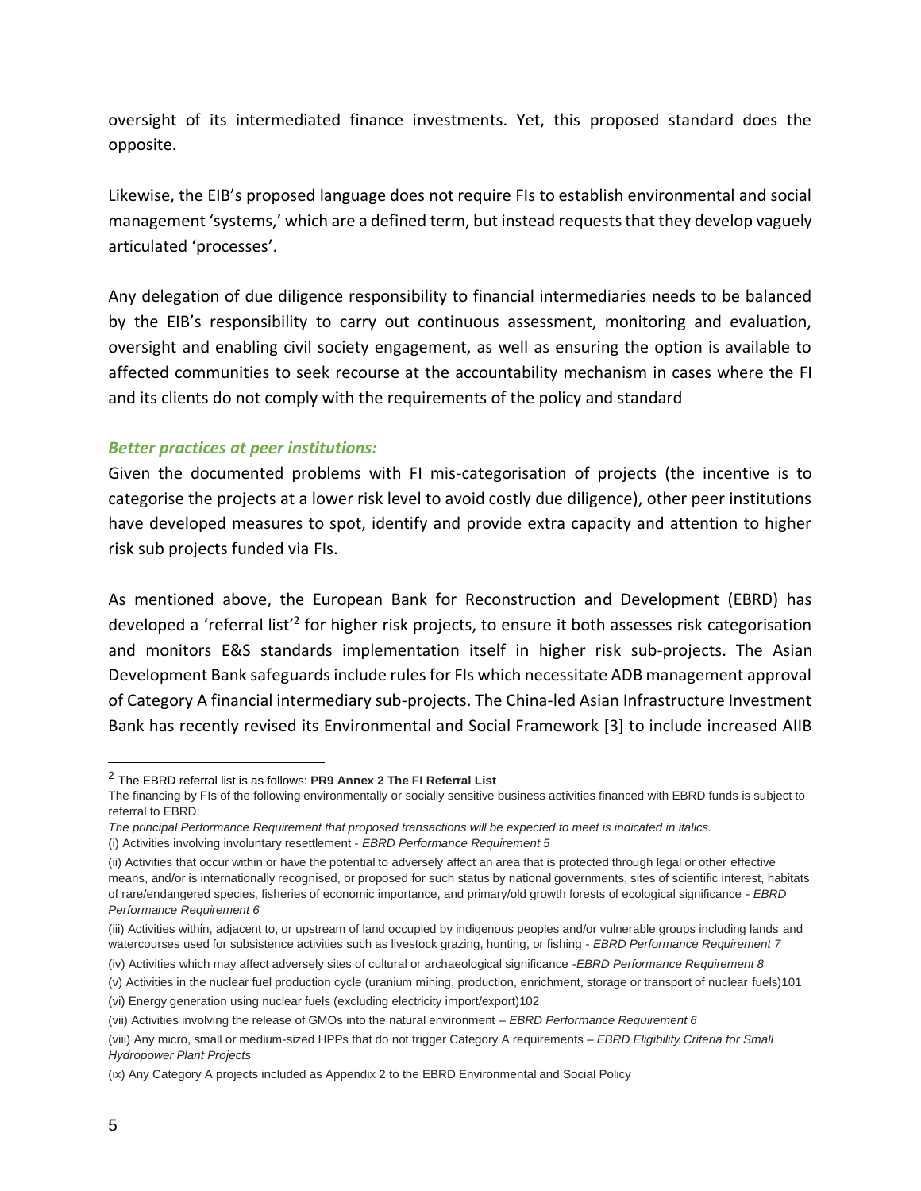oversight of its intermediated finance investments. Yet, this proposed standard does the opposite.

Likewise, the EIB's proposed language does not require FIs to establish environmental and social management 'systems,' which are a defined term, but instead requests that they develop vaguely articulated 'processes'.

Any delegation of due diligence responsibility to financial intermediaries needs to be balanced by the EIB's responsibility to carry out continuous assessment, monitoring and evaluation, oversight and enabling civil society engagement, as well as ensuring the option is available to affected communities to seek recourse at the accountability mechanism in cases where the FI and its clients do not comply with the requirements of the policy and standard

***Better practices at peer institutions:***

Given the documented problems with FI mis-categorisation of projects (the incentive is to categorise the projects at a lower risk level to avoid costly due diligence), other peer institutions have developed measures to spot, identify and provide extra capacity and attention to higher risk sub projects funded via FIs.

As mentioned above, the European Bank for Reconstruction and Development (EBRD) has developed a 'referral list'[2] for higher risk projects, to ensure it both assesses risk categorisation and monitors E&S standards implementation itself in higher risk sub-projects. The Asian Development Bank safeguards include rules for FIs which necessitate ADB management approval of Category A financial intermediary sub-projects. The China-led Asian Infrastructure Investment Bank has recently revised its Environmental and Social Framework [3] to include increased AIIB

---

[2] The EBRD referral list is as follows: **PR9 Annex 2 The FI Referral List**

The financing by FIs of the following environmentally or socially sensitive business activities financed with EBRD funds is subject to referral to EBRD:

*The principal Performance Requirement that proposed transactions will be expected to meet is indicated in italics.*

(i) Activities involving involuntary resettlement - *EBRD Performance Requirement 5*

(ii) Activities that occur within or have the potential to adversely affect an area that is protected through legal or other effective means, and/or is internationally recognised, or proposed for such status by national governments, sites of scientific interest, habitats of rare/endangered species, fisheries of economic importance, and primary/old growth forests of ecological significance - *EBRD Performance Requirement 6*

(iii) Activities within, adjacent to, or upstream of land occupied by indigenous peoples and/or vulnerable groups including lands and watercourses used for subsistence activities such as livestock grazing, hunting, or fishing - *EBRD Performance Requirement 7*

(iv) Activities which may affect adversely sites of cultural or archaeological significance -*EBRD Performance Requirement 8*

(v) Activities in the nuclear fuel production cycle (uranium mining, production, enrichment, storage or transport of nuclear fuels)101

(vi) Energy generation using nuclear fuels (excluding electricity import/export)102

(vii) Activities involving the release of GMOs into the natural environment – *EBRD Performance Requirement 6*

(viii) Any micro, small or medium-sized HPPs that do not trigger Category A requirements – *EBRD Eligibility Criteria for Small Hydropower Plant Projects*

(ix) Any Category A projects included as Appendix 2 to the EBRD Environmental and Social Policy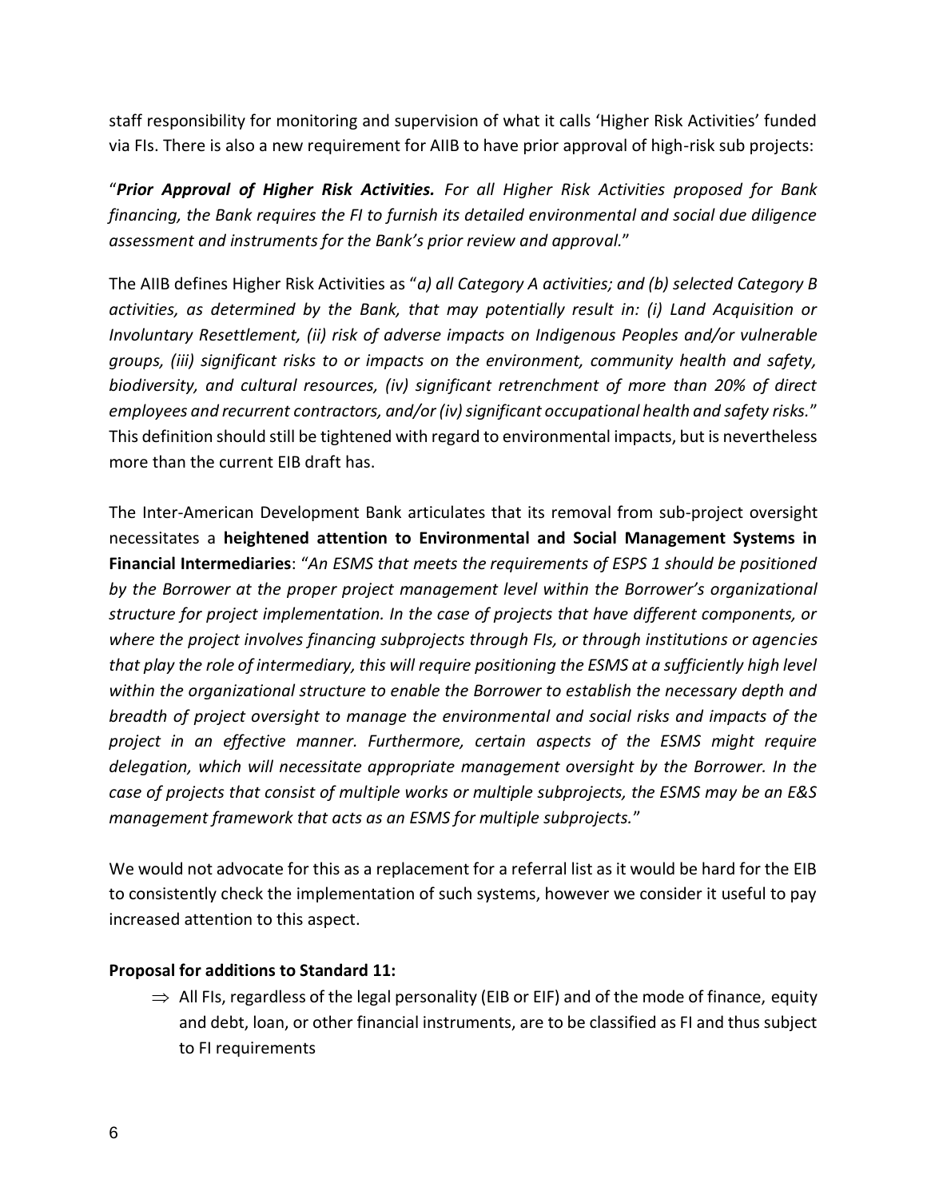staff responsibility for monitoring and supervision of what it calls 'Higher Risk Activities' funded via FIs. There is also a new requirement for AIIB to have prior approval of high-risk sub projects:

"***Prior Approval of Higher Risk Activities.*** *For all Higher Risk Activities proposed for Bank financing, the Bank requires the FI to furnish its detailed environmental and social due diligence assessment and instruments for the Bank's prior review and approval.*"

The AIIB defines Higher Risk Activities as "*a) all Category A activities; and (b) selected Category B activities, as determined by the Bank, that may potentially result in: (i) Land Acquisition or Involuntary Resettlement, (ii) risk of adverse impacts on Indigenous Peoples and/or vulnerable groups, (iii) significant risks to or impacts on the environment, community health and safety, biodiversity, and cultural resources, (iv) significant retrenchment of more than 20% of direct employees and recurrent contractors, and/or (iv) significant occupational health and safety risks.*" This definition should still be tightened with regard to environmental impacts, but is nevertheless more than the current EIB draft has.

The Inter-American Development Bank articulates that its removal from sub-project oversight necessitates a **heightened attention to Environmental and Social Management Systems in Financial Intermediaries**: "*An ESMS that meets the requirements of ESPS 1 should be positioned by the Borrower at the proper project management level within the Borrower's organizational structure for project implementation. In the case of projects that have different components, or where the project involves financing subprojects through FIs, or through institutions or agencies that play the role of intermediary, this will require positioning the ESMS at a sufficiently high level within the organizational structure to enable the Borrower to establish the necessary depth and breadth of project oversight to manage the environmental and social risks and impacts of the project in an effective manner. Furthermore, certain aspects of the ESMS might require delegation, which will necessitate appropriate management oversight by the Borrower. In the case of projects that consist of multiple works or multiple subprojects, the ESMS may be an E&S management framework that acts as an ESMS for multiple subprojects.*"

We would not advocate for this as a replacement for a referral list as it would be hard for the EIB to consistently check the implementation of such systems, however we consider it useful to pay increased attention to this aspect.

**Proposal for additions to Standard 11:**

- ⇒ All FIs, regardless of the legal personality (EIB or EIF) and of the mode of finance, equity and debt, loan, or other financial instruments, are to be classified as FI and thus subject to FI requirements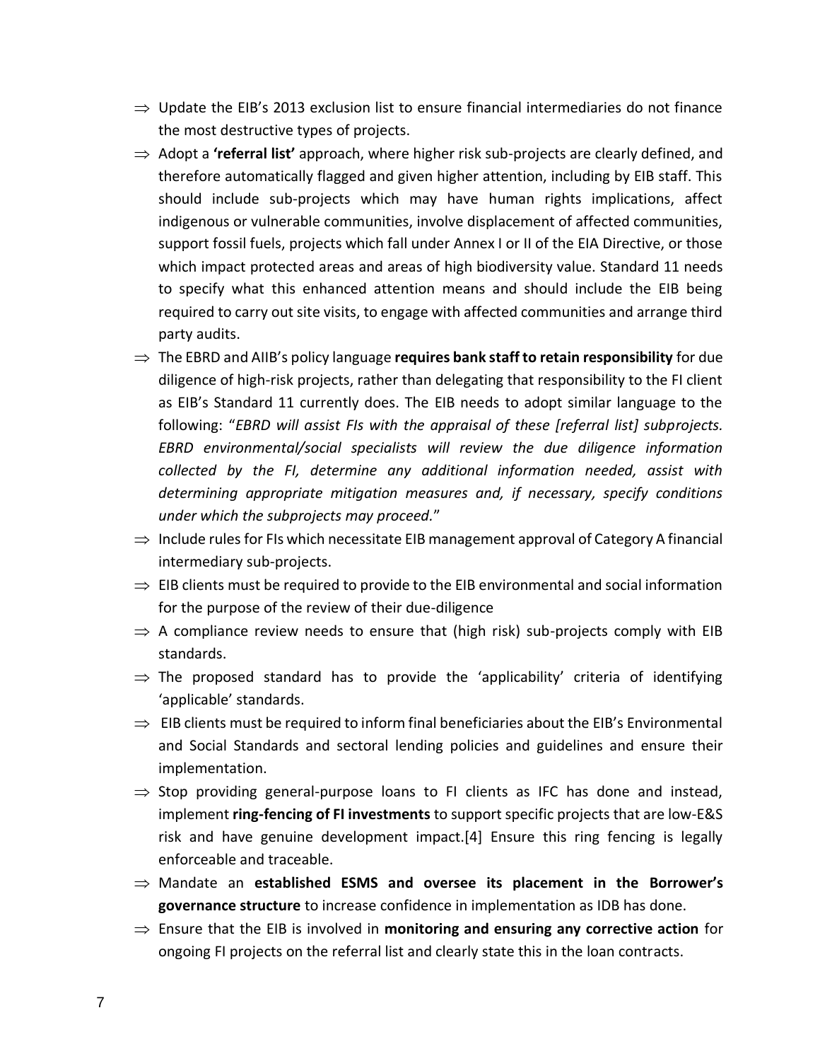- ⇒ Update the EIB's 2013 exclusion list to ensure financial intermediaries do not finance the most destructive types of projects.
- ⇒ Adopt a **'referral list'** approach, where higher risk sub-projects are clearly defined, and therefore automatically flagged and given higher attention, including by EIB staff. This should include sub-projects which may have human rights implications, affect indigenous or vulnerable communities, involve displacement of affected communities, support fossil fuels, projects which fall under Annex I or II of the EIA Directive, or those which impact protected areas and areas of high biodiversity value. Standard 11 needs to specify what this enhanced attention means and should include the EIB being required to carry out site visits, to engage with affected communities and arrange third party audits.
- ⇒ The EBRD and AIIB's policy language **requires bank staff to retain responsibility** for due diligence of high-risk projects, rather than delegating that responsibility to the FI client as EIB's Standard 11 currently does. The EIB needs to adopt similar language to the following: "*EBRD will assist FIs with the appraisal of these [referral list] subprojects. EBRD environmental/social specialists will review the due diligence information collected by the FI, determine any additional information needed, assist with determining appropriate mitigation measures and, if necessary, specify conditions under which the subprojects may proceed.*"
- ⇒ Include rules for FIs which necessitate EIB management approval of Category A financial intermediary sub-projects.
- ⇒ EIB clients must be required to provide to the EIB environmental and social information for the purpose of the review of their due-diligence
- ⇒ A compliance review needs to ensure that (high risk) sub-projects comply with EIB standards.
- ⇒ The proposed standard has to provide the 'applicability' criteria of identifying 'applicable' standards.
- ⇒ EIB clients must be required to inform final beneficiaries about the EIB's Environmental and Social Standards and sectoral lending policies and guidelines and ensure their implementation.
- ⇒ Stop providing general-purpose loans to FI clients as IFC has done and instead, implement **ring-fencing of FI investments** to support specific projects that are low-E&S risk and have genuine development impact.[4] Ensure this ring fencing is legally enforceable and traceable.
- ⇒ Mandate an **established ESMS and oversee its placement in the Borrower's governance structure** to increase confidence in implementation as IDB has done.
- ⇒ Ensure that the EIB is involved in **monitoring and ensuring any corrective action** for ongoing FI projects on the referral list and clearly state this in the loan contracts.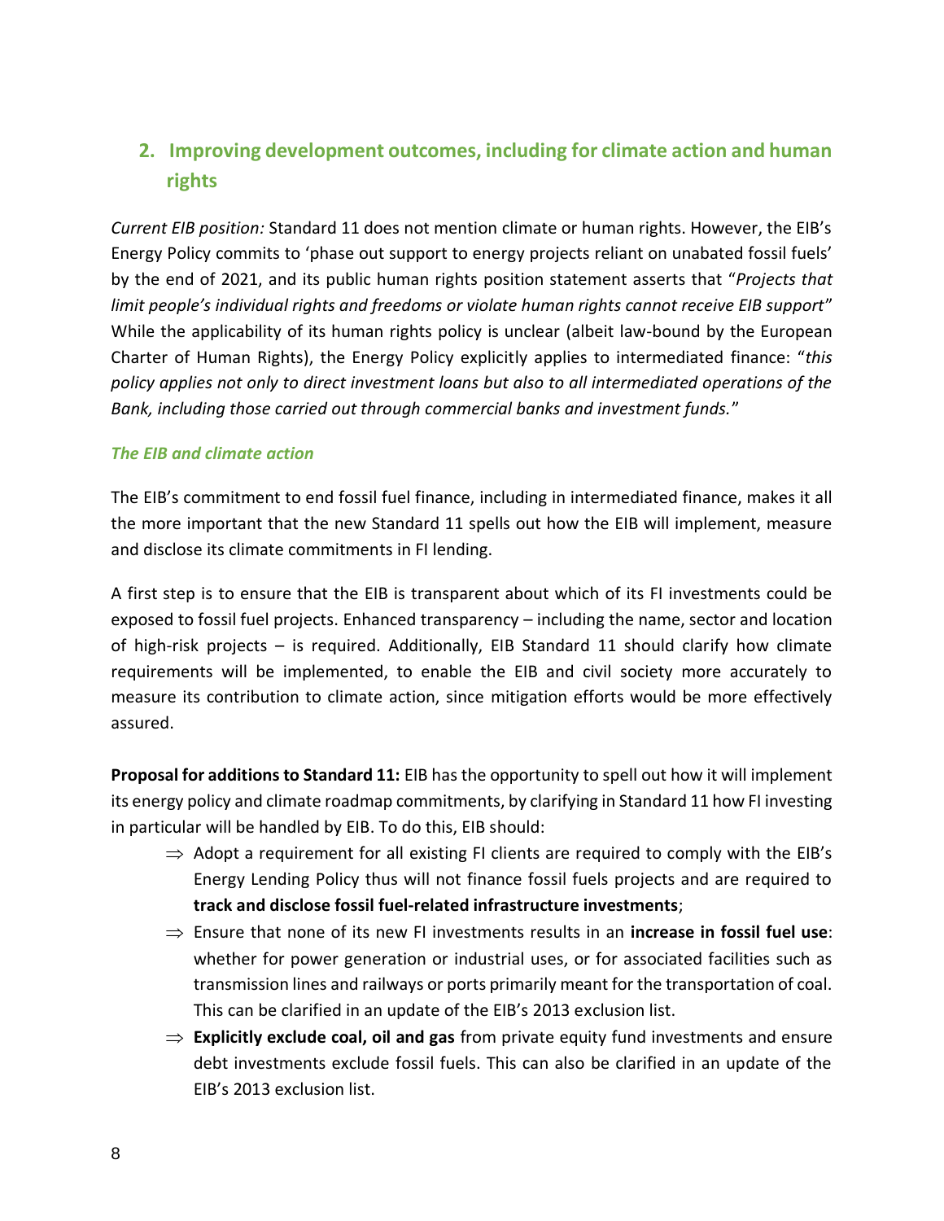## 2. Improving development outcomes, including for climate action and human rights

*Current EIB position:* Standard 11 does not mention climate or human rights. However, the EIB's Energy Policy commits to 'phase out support to energy projects reliant on unabated fossil fuels' by the end of 2021, and its public human rights position statement asserts that "*Projects that limit people's individual rights and freedoms or violate human rights cannot receive EIB support*" While the applicability of its human rights policy is unclear (albeit law-bound by the European Charter of Human Rights), the Energy Policy explicitly applies to intermediated finance: "*this policy applies not only to direct investment loans but also to all intermediated operations of the Bank, including those carried out through commercial banks and investment funds.*"

### *The EIB and climate action*

The EIB's commitment to end fossil fuel finance, including in intermediated finance, makes it all the more important that the new Standard 11 spells out how the EIB will implement, measure and disclose its climate commitments in FI lending.

A first step is to ensure that the EIB is transparent about which of its FI investments could be exposed to fossil fuel projects. Enhanced transparency – including the name, sector and location of high-risk projects – is required. Additionally, EIB Standard 11 should clarify how climate requirements will be implemented, to enable the EIB and civil society more accurately to measure its contribution to climate action, since mitigation efforts would be more effectively assured.

**Proposal for additions to Standard 11:** EIB has the opportunity to spell out how it will implement its energy policy and climate roadmap commitments, by clarifying in Standard 11 how FI investing in particular will be handled by EIB. To do this, EIB should:

- ⇒ Adopt a requirement for all existing FI clients are required to comply with the EIB's Energy Lending Policy thus will not finance fossil fuels projects and are required to **track and disclose fossil fuel-related infrastructure investments**;
- ⇒ Ensure that none of its new FI investments results in an **increase in fossil fuel use**: whether for power generation or industrial uses, or for associated facilities such as transmission lines and railways or ports primarily meant for the transportation of coal. This can be clarified in an update of the EIB's 2013 exclusion list.
- ⇒ **Explicitly exclude coal, oil and gas** from private equity fund investments and ensure debt investments exclude fossil fuels. This can also be clarified in an update of the EIB's 2013 exclusion list.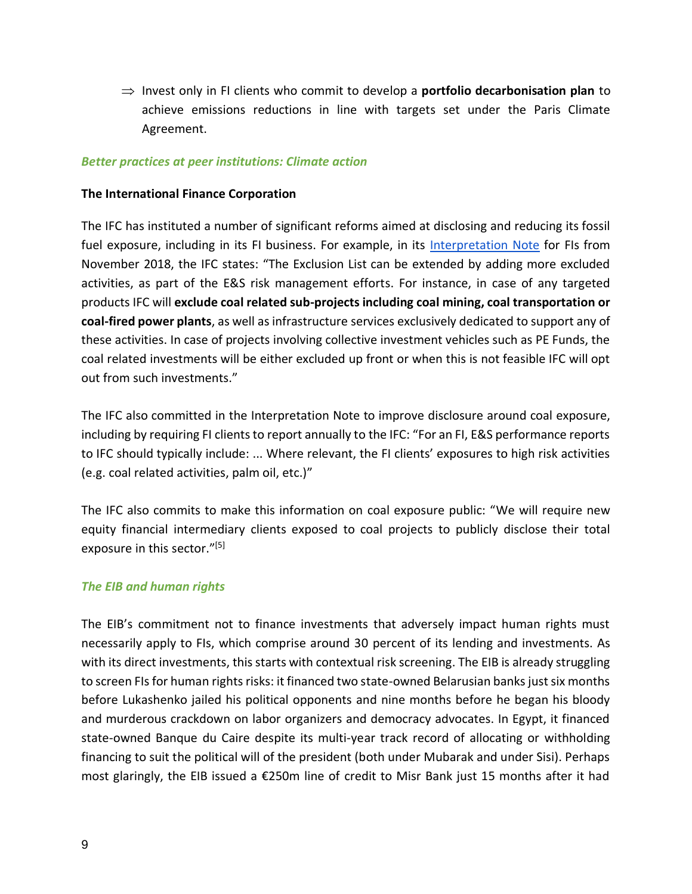⇒ Invest only in FI clients who commit to develop a **portfolio decarbonisation plan** to achieve emissions reductions in line with targets set under the Paris Climate Agreement.

***Better practices at peer institutions: Climate action***

**The International Finance Corporation**

The IFC has instituted a number of significant reforms aimed at disclosing and reducing its fossil fuel exposure, including in its FI business. For example, in its Interpretation Note for FIs from November 2018, the IFC states: "The Exclusion List can be extended by adding more excluded activities, as part of the E&S risk management efforts. For instance, in case of any targeted products IFC will **exclude coal related sub-projects including coal mining, coal transportation or coal-fired power plants**, as well as infrastructure services exclusively dedicated to support any of these activities. In case of projects involving collective investment vehicles such as PE Funds, the coal related investments will be either excluded up front or when this is not feasible IFC will opt out from such investments."

The IFC also committed in the Interpretation Note to improve disclosure around coal exposure, including by requiring FI clients to report annually to the IFC: "For an FI, E&S performance reports to IFC should typically include: ... Where relevant, the FI clients' exposures to high risk activities (e.g. coal related activities, palm oil, etc.)"

The IFC also commits to make this information on coal exposure public: "We will require new equity financial intermediary clients exposed to coal projects to publicly disclose their total exposure in this sector."[5]

***The EIB and human rights***

The EIB's commitment not to finance investments that adversely impact human rights must necessarily apply to FIs, which comprise around 30 percent of its lending and investments. As with its direct investments, this starts with contextual risk screening. The EIB is already struggling to screen FIs for human rights risks: it financed two state-owned Belarusian banks just six months before Lukashenko jailed his political opponents and nine months before he began his bloody and murderous crackdown on labor organizers and democracy advocates. In Egypt, it financed state-owned Banque du Caire despite its multi-year track record of allocating or withholding financing to suit the political will of the president (both under Mubarak and under Sisi). Perhaps most glaringly, the EIB issued a €250m line of credit to Misr Bank just 15 months after it had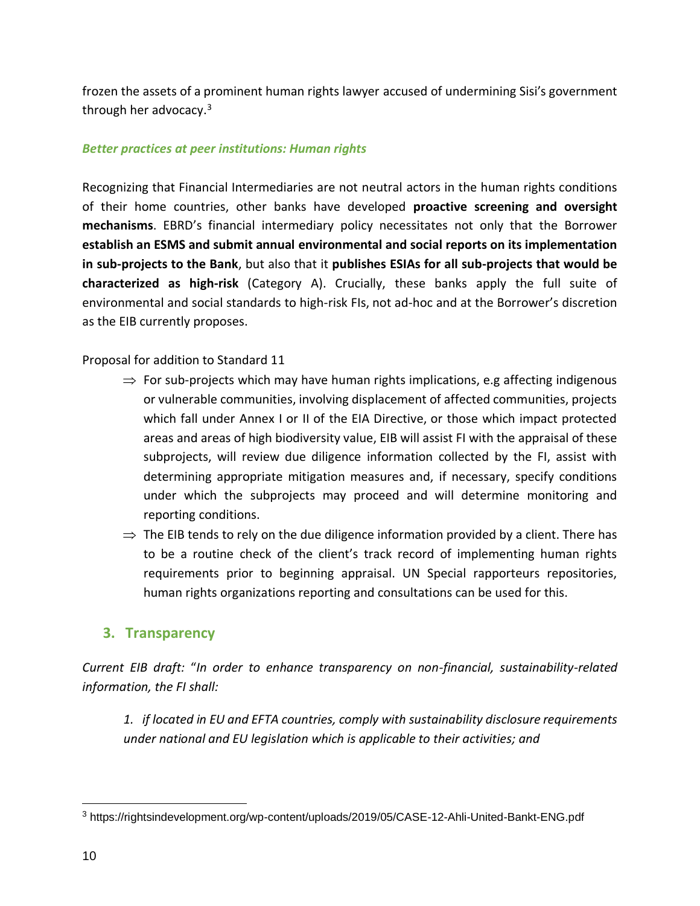frozen the assets of a prominent human rights lawyer accused of undermining Sisi's government through her advocacy.[3]

***Better practices at peer institutions: Human rights***

Recognizing that Financial Intermediaries are not neutral actors in the human rights conditions of their home countries, other banks have developed **proactive screening and oversight mechanisms**. EBRD's financial intermediary policy necessitates not only that the Borrower **establish an ESMS and submit annual environmental and social reports on its implementation in sub-projects to the Bank**, but also that it **publishes ESIAs for all sub-projects that would be characterized as high-risk** (Category A). Crucially, these banks apply the full suite of environmental and social standards to high-risk FIs, not ad-hoc and at the Borrower's discretion as the EIB currently proposes.

Proposal for addition to Standard 11

- ⇒ For sub-projects which may have human rights implications, e.g affecting indigenous or vulnerable communities, involving displacement of affected communities, projects which fall under Annex I or II of the EIA Directive, or those which impact protected areas and areas of high biodiversity value, EIB will assist FI with the appraisal of these subprojects, will review due diligence information collected by the FI, assist with determining appropriate mitigation measures and, if necessary, specify conditions under which the subprojects may proceed and will determine monitoring and reporting conditions.
- ⇒ The EIB tends to rely on the due diligence information provided by a client. There has to be a routine check of the client's track record of implementing human rights requirements prior to beginning appraisal. UN Special rapporteurs repositories, human rights organizations reporting and consultations can be used for this.

## 3. Transparency

*Current EIB draft:* "*In order to enhance transparency on non-financial, sustainability-related information, the FI shall:*

> *1. if located in EU and EFTA countries, comply with sustainability disclosure requirements under national and EU legislation which is applicable to their activities; and*

[3] https://rightsindevelopment.org/wp-content/uploads/2019/05/CASE-12-Ahli-United-Bankt-ENG.pdf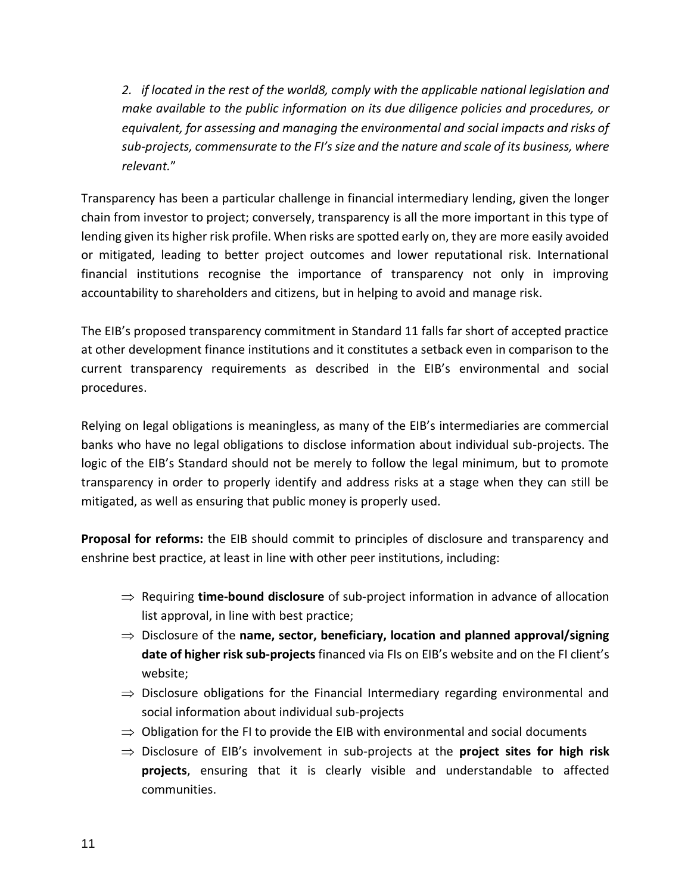*2. if located in the rest of the world[8], comply with the applicable national legislation and make available to the public information on its due diligence policies and procedures, or equivalent, for assessing and managing the environmental and social impacts and risks of sub-projects, commensurate to the FI's size and the nature and scale of its business, where relevant.*"

Transparency has been a particular challenge in financial intermediary lending, given the longer chain from investor to project; conversely, transparency is all the more important in this type of lending given its higher risk profile. When risks are spotted early on, they are more easily avoided or mitigated, leading to better project outcomes and lower reputational risk. International financial institutions recognise the importance of transparency not only in improving accountability to shareholders and citizens, but in helping to avoid and manage risk.

The EIB's proposed transparency commitment in Standard 11 falls far short of accepted practice at other development finance institutions and it constitutes a setback even in comparison to the current transparency requirements as described in the EIB's environmental and social procedures.

Relying on legal obligations is meaningless, as many of the EIB's intermediaries are commercial banks who have no legal obligations to disclose information about individual sub-projects. The logic of the EIB's Standard should not be merely to follow the legal minimum, but to promote transparency in order to properly identify and address risks at a stage when they can still be mitigated, as well as ensuring that public money is properly used.

**Proposal for reforms:** the EIB should commit to principles of disclosure and transparency and enshrine best practice, at least in line with other peer institutions, including:

- ⇒ Requiring **time-bound disclosure** of sub-project information in advance of allocation list approval, in line with best practice;
- ⇒ Disclosure of the **name, sector, beneficiary, location and planned approval/signing date of higher risk sub-projects** financed via FIs on EIB's website and on the FI client's website;
- ⇒ Disclosure obligations for the Financial Intermediary regarding environmental and social information about individual sub-projects
- ⇒ Obligation for the FI to provide the EIB with environmental and social documents
- ⇒ Disclosure of EIB's involvement in sub-projects at the **project sites for high risk projects**, ensuring that it is clearly visible and understandable to affected communities.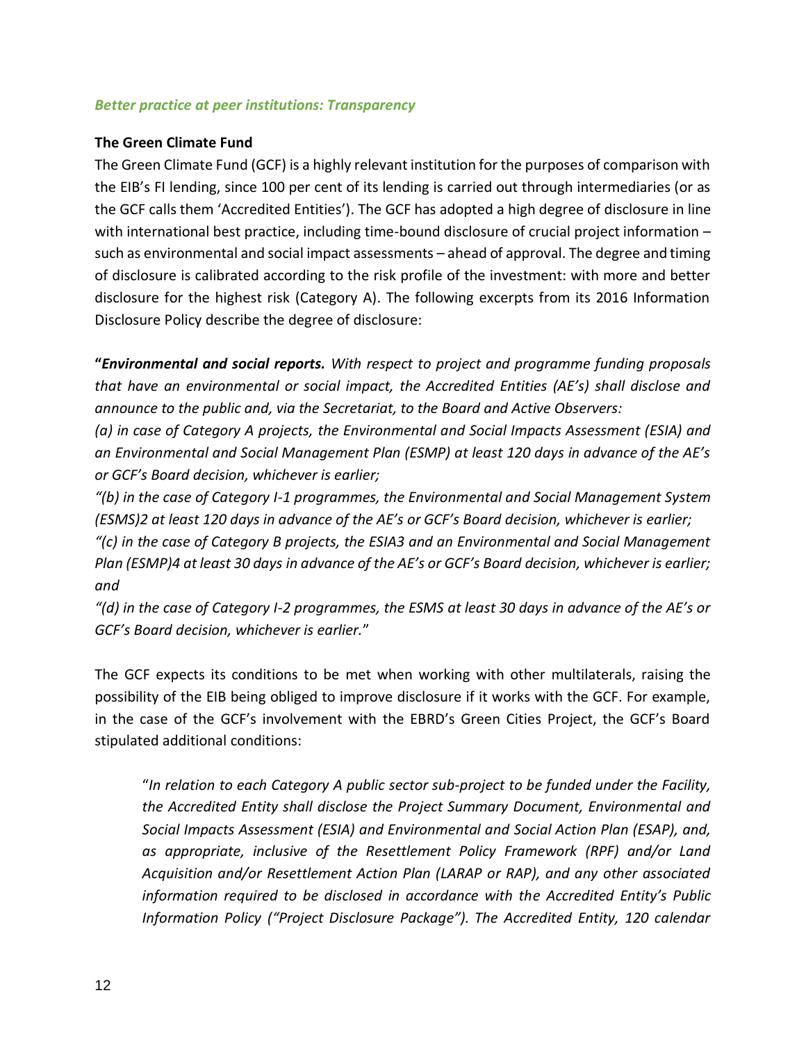*Better practice at peer institutions: Transparency*

**The Green Climate Fund**

The Green Climate Fund (GCF) is a highly relevant institution for the purposes of comparison with the EIB's FI lending, since 100 per cent of its lending is carried out through intermediaries (or as the GCF calls them 'Accredited Entities'). The GCF has adopted a high degree of disclosure in line with international best practice, including time-bound disclosure of crucial project information – such as environmental and social impact assessments – ahead of approval. The degree and timing of disclosure is calibrated according to the risk profile of the investment: with more and better disclosure for the highest risk (Category A). The following excerpts from its 2016 Information Disclosure Policy describe the degree of disclosure:

"***Environmental and social reports.*** *With respect to project and programme funding proposals that have an environmental or social impact, the Accredited Entities (AE's) shall disclose and announce to the public and, via the Secretariat, to the Board and Active Observers:*

*(a) in case of Category A projects, the Environmental and Social Impacts Assessment (ESIA) and an Environmental and Social Management Plan (ESMP) at least 120 days in advance of the AE's or GCF's Board decision, whichever is earlier;*

*"(b) in the case of Category I-1 programmes, the Environmental and Social Management System (ESMS)2 at least 120 days in advance of the AE's or GCF's Board decision, whichever is earlier;*

*"(c) in the case of Category B projects, the ESIA3 and an Environmental and Social Management Plan (ESMP)4 at least 30 days in advance of the AE's or GCF's Board decision, whichever is earlier; and*

*"(d) in the case of Category I-2 programmes, the ESMS at least 30 days in advance of the AE's or GCF's Board decision, whichever is earlier.*"

The GCF expects its conditions to be met when working with other multilaterals, raising the possibility of the EIB being obliged to improve disclosure if it works with the GCF. For example, in the case of the GCF's involvement with the EBRD's Green Cities Project, the GCF's Board stipulated additional conditions:

> "*In relation to each Category A public sector sub-project to be funded under the Facility, the Accredited Entity shall disclose the Project Summary Document, Environmental and Social Impacts Assessment (ESIA) and Environmental and Social Action Plan (ESAP), and, as appropriate, inclusive of the Resettlement Policy Framework (RPF) and/or Land Acquisition and/or Resettlement Action Plan (LARAP or RAP), and any other associated information required to be disclosed in accordance with the Accredited Entity's Public Information Policy ("Project Disclosure Package"). The Accredited Entity, 120 calendar*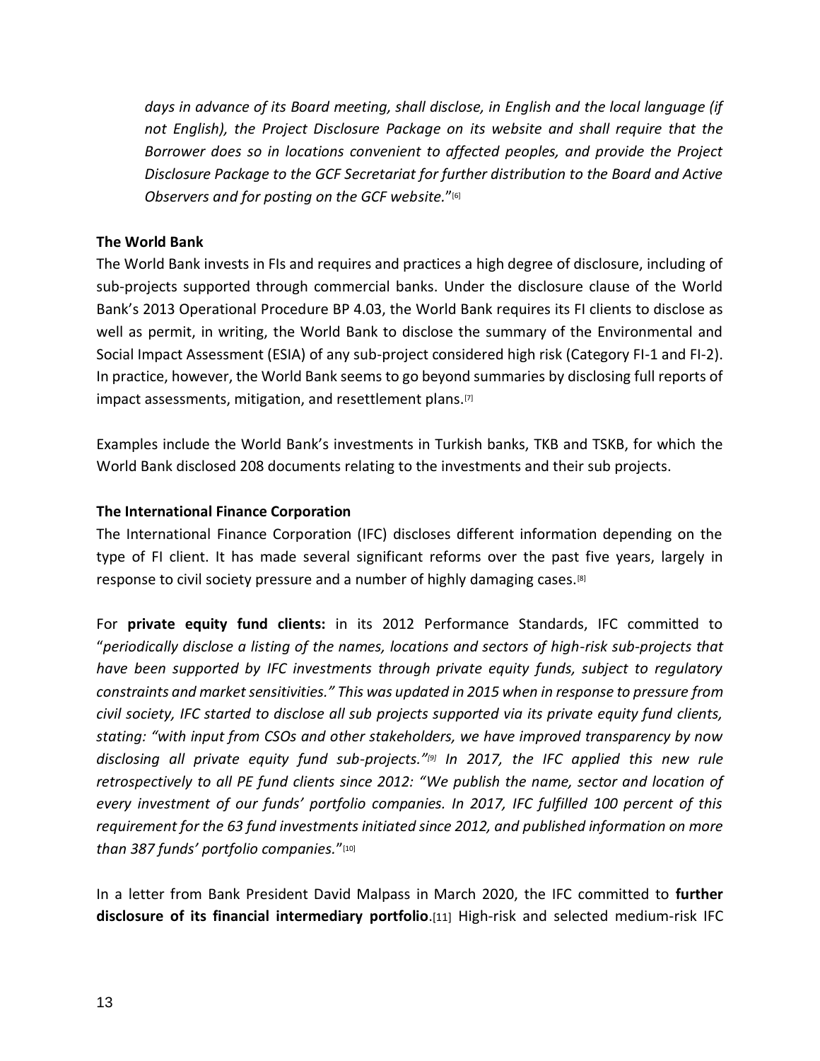*days in advance of its Board meeting, shall disclose, in English and the local language (if not English), the Project Disclosure Package on its website and shall require that the Borrower does so in locations convenient to affected peoples, and provide the Project Disclosure Package to the GCF Secretariat for further distribution to the Board and Active Observers and for posting on the GCF website.*"[6]

**The World Bank**

The World Bank invests in FIs and requires and practices a high degree of disclosure, including of sub-projects supported through commercial banks. Under the disclosure clause of the World Bank's 2013 Operational Procedure BP 4.03, the World Bank requires its FI clients to disclose as well as permit, in writing, the World Bank to disclose the summary of the Environmental and Social Impact Assessment (ESIA) of any sub-project considered high risk (Category FI-1 and FI-2). In practice, however, the World Bank seems to go beyond summaries by disclosing full reports of impact assessments, mitigation, and resettlement plans.[7]

Examples include the World Bank's investments in Turkish banks, TKB and TSKB, for which the World Bank disclosed 208 documents relating to the investments and their sub projects.

**The International Finance Corporation**

The International Finance Corporation (IFC) discloses different information depending on the type of FI client. It has made several significant reforms over the past five years, largely in response to civil society pressure and a number of highly damaging cases.[8]

For **private equity fund clients:** in its 2012 Performance Standards, IFC committed to "*periodically disclose a listing of the names, locations and sectors of high-risk sub-projects that have been supported by IFC investments through private equity funds, subject to regulatory constraints and market sensitivities." This was updated in 2015 when in response to pressure from civil society, IFC started to disclose all sub projects supported via its private equity fund clients, stating: "with input from CSOs and other stakeholders, we have improved transparency by now disclosing all private equity fund sub-projects."[9] In 2017, the IFC applied this new rule retrospectively to all PE fund clients since 2012: "We publish the name, sector and location of every investment of our funds' portfolio companies. In 2017, IFC fulfilled 100 percent of this requirement for the 63 fund investments initiated since 2012, and published information on more than 387 funds' portfolio companies.*"[10]

In a letter from Bank President David Malpass in March 2020, the IFC committed to **further disclosure of its financial intermediary portfolio**.[11] High-risk and selected medium-risk IFC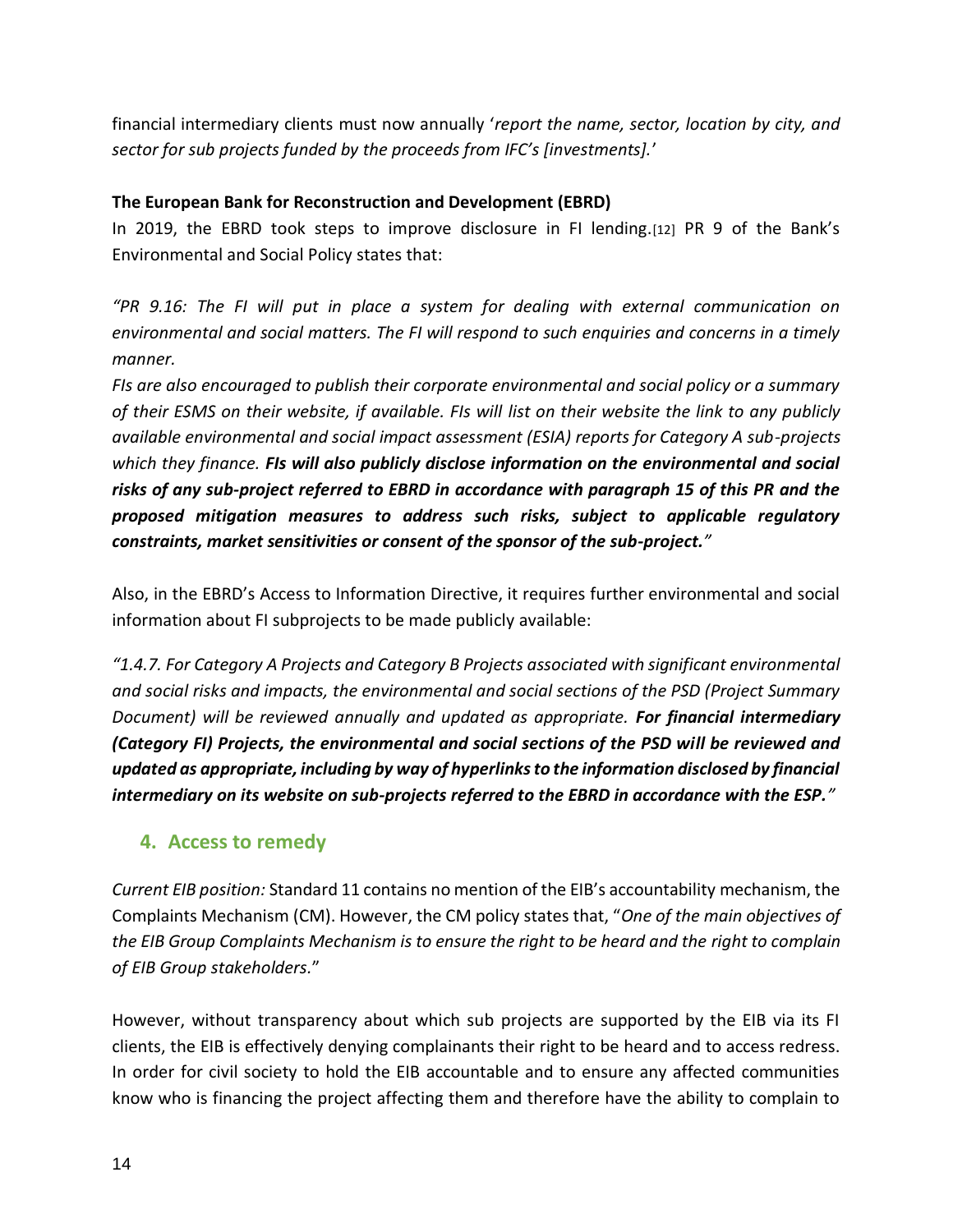financial intermediary clients must now annually '*report the name, sector, location by city, and sector for sub projects funded by the proceeds from IFC's [investments].*'

**The European Bank for Reconstruction and Development (EBRD)**

In 2019, the EBRD took steps to improve disclosure in FI lending.[12] PR 9 of the Bank's Environmental and Social Policy states that:

*"PR 9.16: The FI will put in place a system for dealing with external communication on environmental and social matters. The FI will respond to such enquiries and concerns in a timely manner.*

*FIs are also encouraged to publish their corporate environmental and social policy or a summary of their ESMS on their website, if available. FIs will list on their website the link to any publicly available environmental and social impact assessment (ESIA) reports for Category A sub-projects which they finance.* ***FIs will also publicly disclose information on the environmental and social risks of any sub-project referred to EBRD in accordance with paragraph 15 of this PR and the proposed mitigation measures to address such risks, subject to applicable regulatory constraints, market sensitivities or consent of the sponsor of the sub-project.****"*

Also, in the EBRD's Access to Information Directive, it requires further environmental and social information about FI subprojects to be made publicly available:

*"1.4.7. For Category A Projects and Category B Projects associated with significant environmental and social risks and impacts, the environmental and social sections of the PSD (Project Summary Document) will be reviewed annually and updated as appropriate.* ***For financial intermediary (Category FI) Projects, the environmental and social sections of the PSD will be reviewed and updated as appropriate, including by way of hyperlinks to the information disclosed by financial intermediary on its website on sub-projects referred to the EBRD in accordance with the ESP.****"*

## 4. Access to remedy

*Current EIB position:* Standard 11 contains no mention of the EIB's accountability mechanism, the Complaints Mechanism (CM). However, the CM policy states that, "*One of the main objectives of the EIB Group Complaints Mechanism is to ensure the right to be heard and the right to complain of EIB Group stakeholders.*"

However, without transparency about which sub projects are supported by the EIB via its FI clients, the EIB is effectively denying complainants their right to be heard and to access redress. In order for civil society to hold the EIB accountable and to ensure any affected communities know who is financing the project affecting them and therefore have the ability to complain to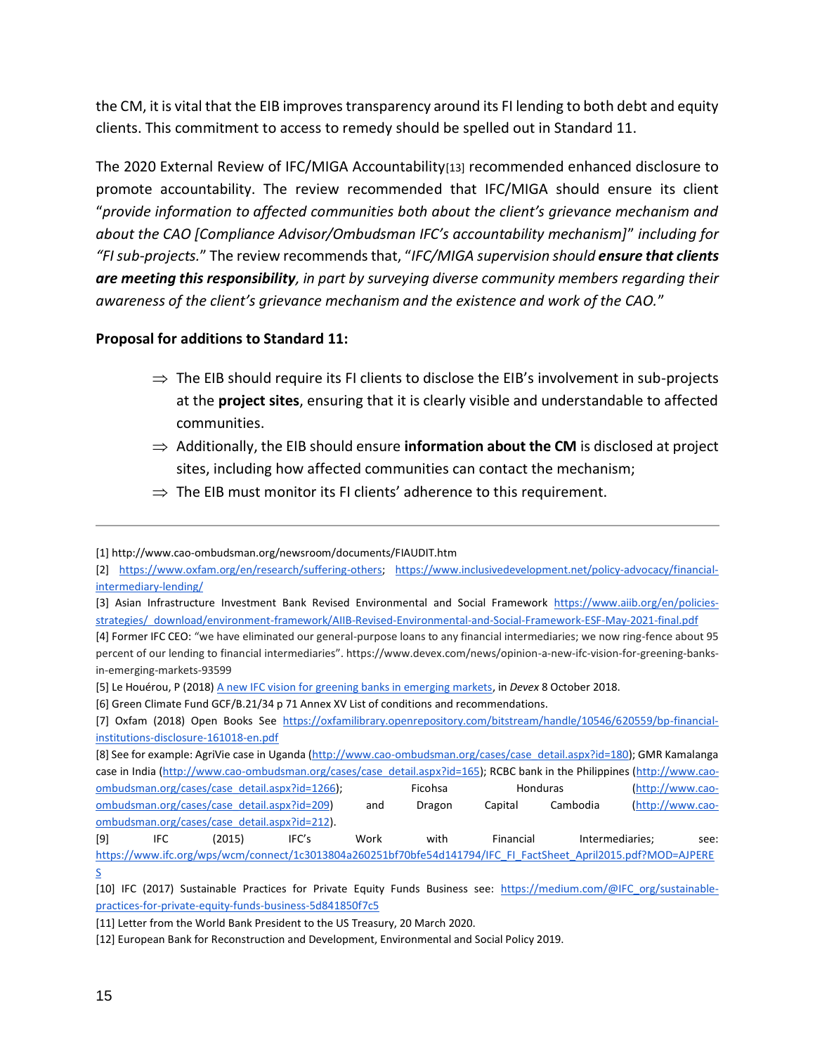the CM, it is vital that the EIB improves transparency around its FI lending to both debt and equity clients. This commitment to access to remedy should be spelled out in Standard 11.

The 2020 External Review of IFC/MIGA Accountability[13] recommended enhanced disclosure to promote accountability. The review recommended that IFC/MIGA should ensure its client "*provide information to affected communities both about the client's grievance mechanism and about the CAO [Compliance Advisor/Ombudsman IFC's accountability mechanism]*" *including for "FI sub-projects.*" The review recommends that, "*IFC/MIGA supervision should* ***ensure that clients are meeting this responsibility****, in part by surveying diverse community members regarding their awareness of the client's grievance mechanism and the existence and work of the CAO.*"

**Proposal for additions to Standard 11:**

- ⇒ The EIB should require its FI clients to disclose the EIB's involvement in sub-projects at the **project sites**, ensuring that it is clearly visible and understandable to affected communities.
- ⇒ Additionally, the EIB should ensure **information about the CM** is disclosed at project sites, including how affected communities can contact the mechanism;
- ⇒ The EIB must monitor its FI clients' adherence to this requirement.

---

[1] http://www.cao-ombudsman.org/newsroom/documents/FIAUDIT.htm

[2] https://www.oxfam.org/en/research/suffering-others; https://www.inclusivedevelopment.net/policy-advocacy/financial-intermediary-lending/

[3] Asian Infrastructure Investment Bank Revised Environmental and Social Framework https://www.aiib.org/en/policies-strategies/_download/environment-framework/AIIB-Revised-Environmental-and-Social-Framework-ESF-May-2021-final.pdf

[4] Former IFC CEO: "we have eliminated our general-purpose loans to any financial intermediaries; we now ring-fence about 95 percent of our lending to financial intermediaries". https://www.devex.com/news/opinion-a-new-ifc-vision-for-greening-banks-in-emerging-markets-93599

[5] Le Houérou, P (2018) A new IFC vision for greening banks in emerging markets, in *Devex* 8 October 2018.

[6] Green Climate Fund GCF/B.21/34 p 71 Annex XV List of conditions and recommendations.

[7] Oxfam (2018) Open Books See https://oxfamilibrary.openrepository.com/bitstream/handle/10546/620559/bp-financial-institutions-disclosure-161018-en.pdf

[8] See for example: AgriVie case in Uganda (http://www.cao-ombudsman.org/cases/case_detail.aspx?id=180); GMR Kamalanga case in India (http://www.cao-ombudsman.org/cases/case_detail.aspx?id=165); RCBC bank in the Philippines (http://www.cao-ombudsman.org/cases/case_detail.aspx?id=1266); Ficohsa Honduras (http://www.cao-ombudsman.org/cases/case_detail.aspx?id=209) and Dragon Capital Cambodia (http://www.cao-ombudsman.org/cases/case_detail.aspx?id=212).

[9] IFC (2015) IFC's Work with Financial Intermediaries; see: https://www.ifc.org/wps/wcm/connect/1c3013804a260251bf70bfe54d141794/IFC_FI_FactSheet_April2015.pdf?MOD=AJPERES

[10] IFC (2017) Sustainable Practices for Private Equity Funds Business see: https://medium.com/@IFC_org/sustainable-practices-for-private-equity-funds-business-5d841850f7c5

[11] Letter from the World Bank President to the US Treasury, 20 March 2020.

[12] European Bank for Reconstruction and Development, Environmental and Social Policy 2019.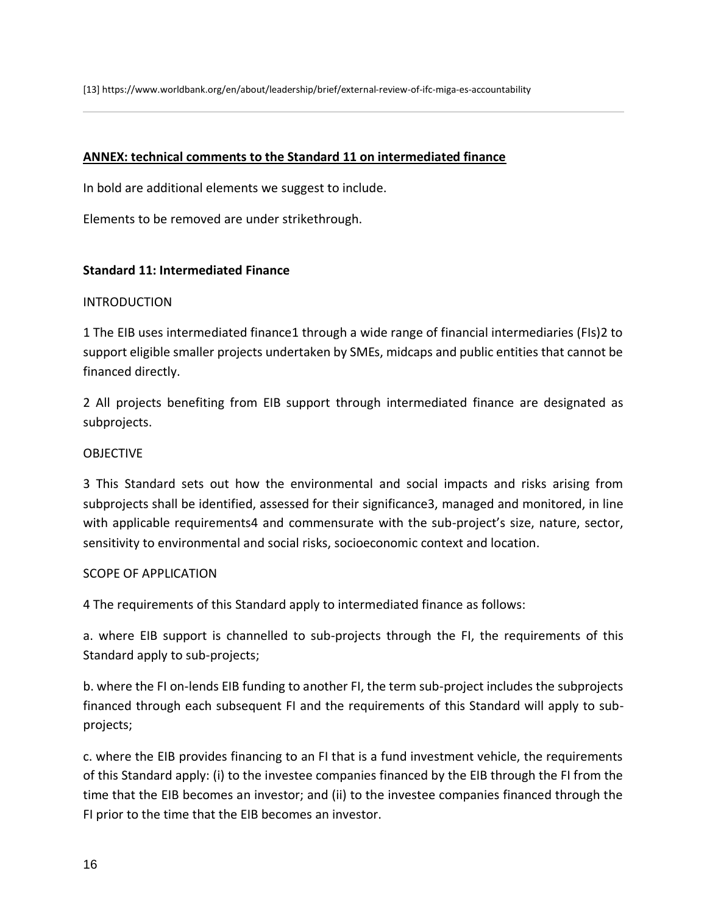[13] https://www.worldbank.org/en/about/leadership/brief/external-review-of-ifc-miga-es-accountability

---

**ANNEX: technical comments to the Standard 11 on intermediated finance**

In bold are additional elements we suggest to include.

Elements to be removed are under strikethrough.

**Standard 11: Intermediated Finance**

INTRODUCTION

1 The EIB uses intermediated finance1 through a wide range of financial intermediaries (FIs)2 to support eligible smaller projects undertaken by SMEs, midcaps and public entities that cannot be financed directly.

2 All projects benefiting from EIB support through intermediated finance are designated as subprojects.

OBJECTIVE

3 This Standard sets out how the environmental and social impacts and risks arising from subprojects shall be identified, assessed for their significance3, managed and monitored, in line with applicable requirements4 and commensurate with the sub-project's size, nature, sector, sensitivity to environmental and social risks, socioeconomic context and location.

SCOPE OF APPLICATION

4 The requirements of this Standard apply to intermediated finance as follows:

a. where EIB support is channelled to sub-projects through the FI, the requirements of this Standard apply to sub-projects;

b. where the FI on-lends EIB funding to another FI, the term sub-project includes the subprojects financed through each subsequent FI and the requirements of this Standard will apply to sub-projects;

c. where the EIB provides financing to an FI that is a fund investment vehicle, the requirements of this Standard apply: (i) to the investee companies financed by the EIB through the FI from the time that the EIB becomes an investor; and (ii) to the investee companies financed through the FI prior to the time that the EIB becomes an investor.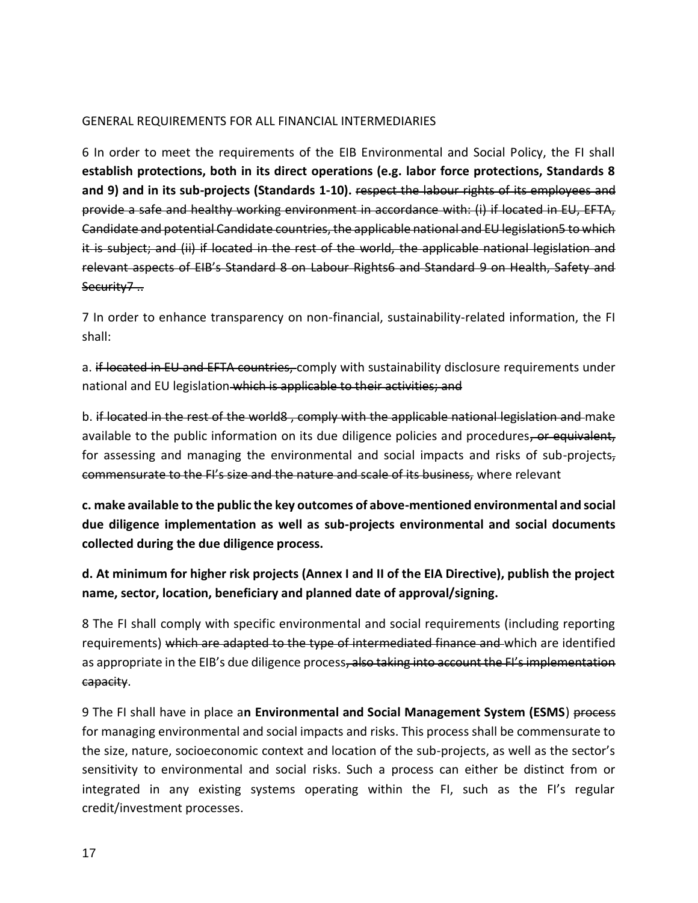GENERAL REQUIREMENTS FOR ALL FINANCIAL INTERMEDIARIES

6 In order to meet the requirements of the EIB Environmental and Social Policy, the FI shall **establish protections, both in its direct operations (e.g. labor force protections, Standards 8 and 9) and in its sub-projects (Standards 1-10).** ~~respect the labour rights of its employees and provide a safe and healthy working environment in accordance with: (i) if located in EU, EFTA, Candidate and potential Candidate countries, the applicable national and EU legislation5 to which it is subject; and (ii) if located in the rest of the world, the applicable national legislation and relevant aspects of EIB's Standard 8 on Labour Rights6 and Standard 9 on Health, Safety and Security7 ..~~

7 In order to enhance transparency on non-financial, sustainability-related information, the FI shall:

a. ~~if located in EU and EFTA countries,~~ comply with sustainability disclosure requirements under national and EU legislation ~~which is applicable to their activities; and~~

b. ~~if located in the rest of the world8 , comply with the applicable national legislation and~~ make available to the public information on its due diligence policies and procedures~~, or equivalent,~~ for assessing and managing the environmental and social impacts and risks of sub-projects~~, commensurate to the FI's size and the nature and scale of its business,~~ where relevant

**c. make available to the public the key outcomes of above-mentioned environmental and social due diligence implementation as well as sub-projects environmental and social documents collected during the due diligence process.**

**d. At minimum for higher risk projects (Annex I and II of the EIA Directive), publish the project name, sector, location, beneficiary and planned date of approval/signing.**

8 The FI shall comply with specific environmental and social requirements (including reporting requirements) ~~which are adapted to the type of intermediated finance and~~ which are identified as appropriate in the EIB's due diligence process~~, also taking into account the FI's implementation capacity~~.

9 The FI shall have in place a**n Environmental and Social Management System (ESMS**) ~~process~~ for managing environmental and social impacts and risks. This process shall be commensurate to the size, nature, socioeconomic context and location of the sub-projects, as well as the sector's sensitivity to environmental and social risks. Such a process can either be distinct from or integrated in any existing systems operating within the FI, such as the FI's regular credit/investment processes.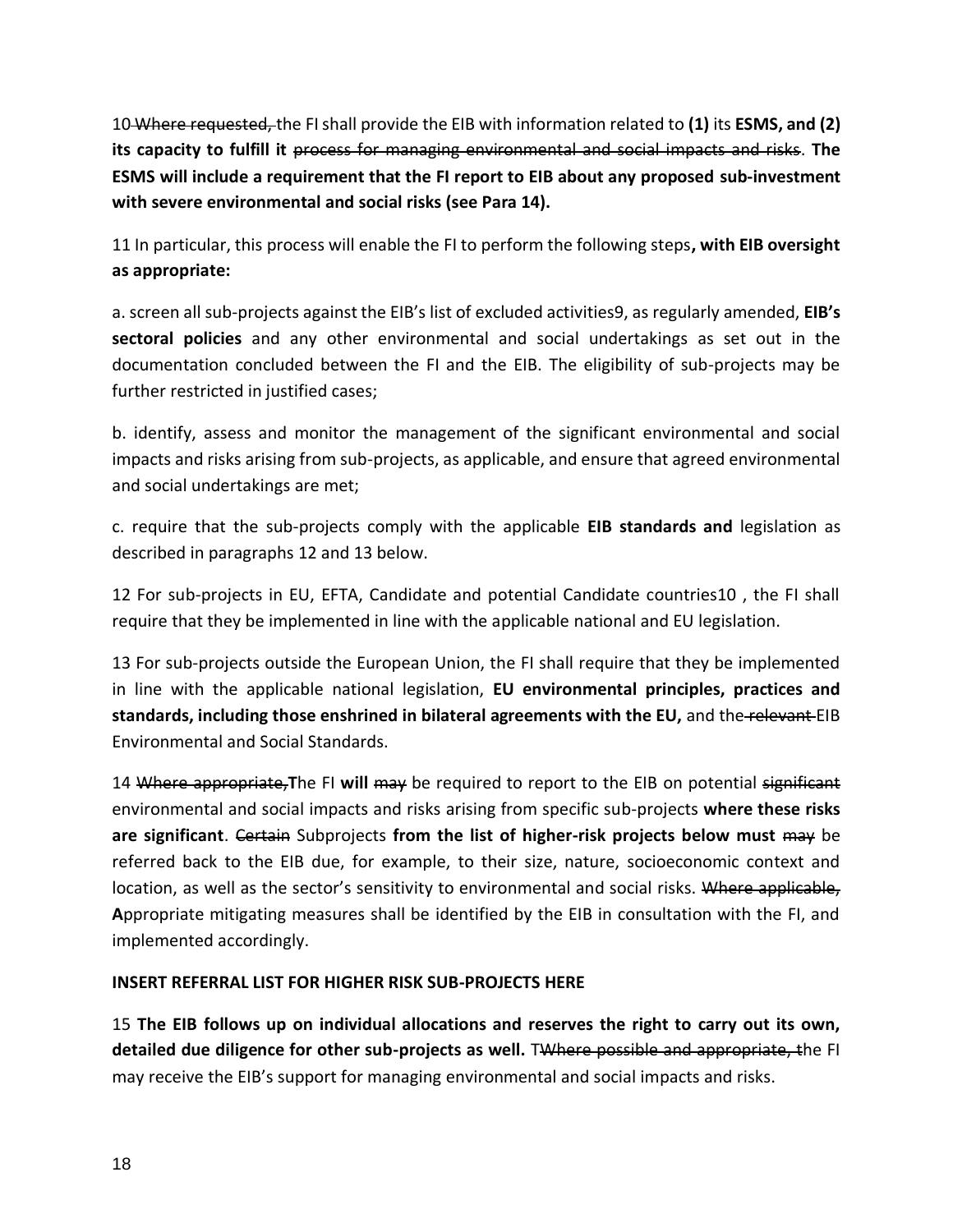10 ~~Where requested,~~ the FI shall provide the EIB with information related to **(1)** its **ESMS, and (2) its capacity to fulfill it** ~~process for managing environmental and social impacts and risks~~. **The ESMS will include a requirement that the FI report to EIB about any proposed sub-investment with severe environmental and social risks (see Para 14).**

11 In particular, this process will enable the FI to perform the following steps**, with EIB oversight as appropriate:**

a. screen all sub-projects against the EIB's list of excluded activities9, as regularly amended, **EIB's sectoral policies** and any other environmental and social undertakings as set out in the documentation concluded between the FI and the EIB. The eligibility of sub-projects may be further restricted in justified cases;

b. identify, assess and monitor the management of the significant environmental and social impacts and risks arising from sub-projects, as applicable, and ensure that agreed environmental and social undertakings are met;

c. require that the sub-projects comply with the applicable **EIB standards and** legislation as described in paragraphs 12 and 13 below.

12 For sub-projects in EU, EFTA, Candidate and potential Candidate countries10 , the FI shall require that they be implemented in line with the applicable national and EU legislation.

13 For sub-projects outside the European Union, the FI shall require that they be implemented in line with the applicable national legislation, **EU environmental principles, practices and standards, including those enshrined in bilateral agreements with the EU,** and the ~~relevant~~ EIB Environmental and Social Standards.

14 ~~Where appropriate,~~**T**he FI **will** ~~may~~ be required to report to the EIB on potential ~~significant~~ environmental and social impacts and risks arising from specific sub-projects **where these risks are significant**. ~~Certain~~ Subprojects **from the list of higher-risk projects below must** ~~may~~ be referred back to the EIB due, for example, to their size, nature, socioeconomic context and location, as well as the sector's sensitivity to environmental and social risks. ~~Where applicable,~~ **A**ppropriate mitigating measures shall be identified by the EIB in consultation with the FI, and implemented accordingly.

**INSERT REFERRAL LIST FOR HIGHER RISK SUB-PROJECTS HERE**

15 **The EIB follows up on individual allocations and reserves the right to carry out its own, detailed due diligence for other sub-projects as well.** T~~Where possible and appropriate, t~~he FI may receive the EIB's support for managing environmental and social impacts and risks.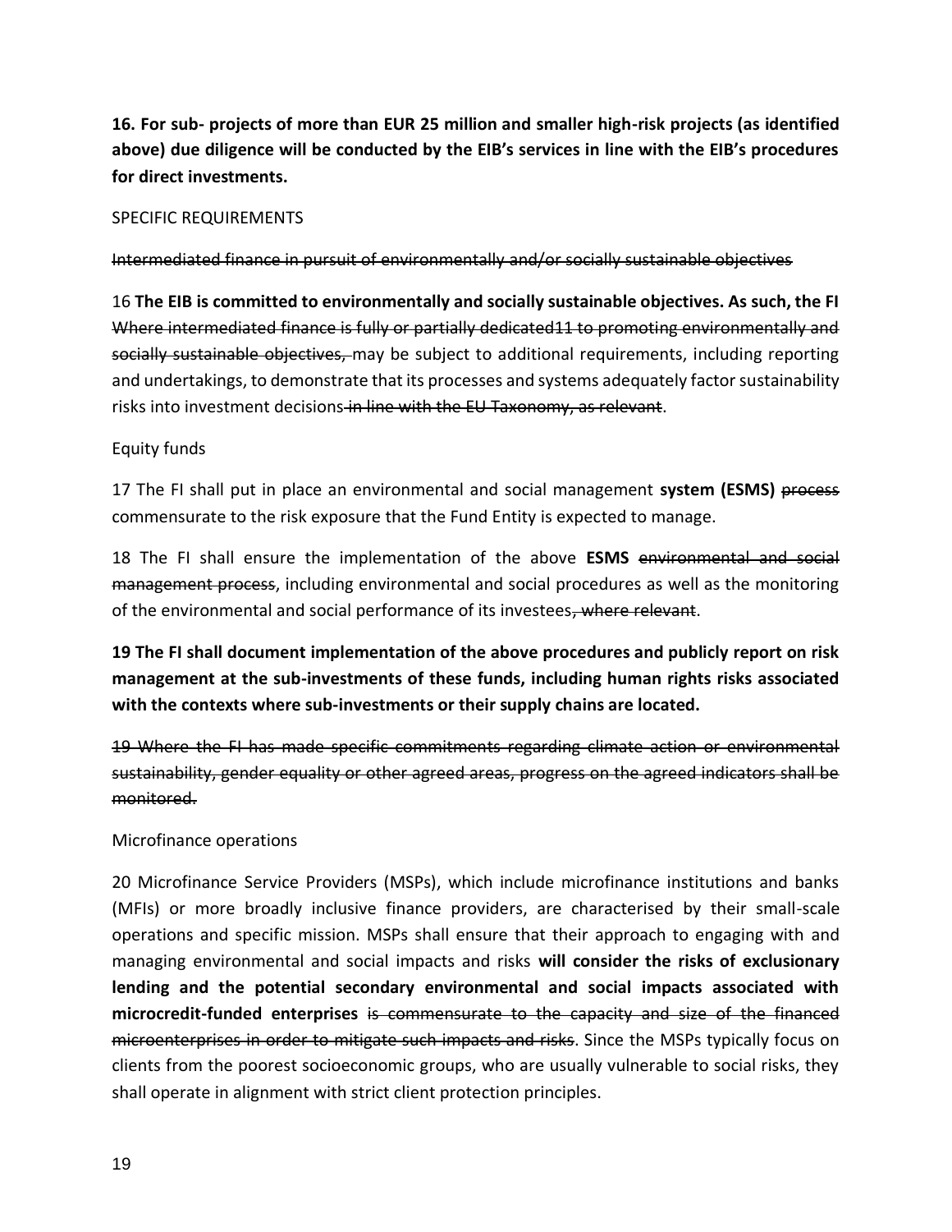**16. For sub- projects of more than EUR 25 million and smaller high-risk projects (as identified above) due diligence will be conducted by the EIB's services in line with the EIB's procedures for direct investments.**

SPECIFIC REQUIREMENTS

~~Intermediated finance in pursuit of environmentally and/or socially sustainable objectives~~

16 **The EIB is committed to environmentally and socially sustainable objectives. As such, the FI** ~~Where intermediated finance is fully or partially dedicated11 to promoting environmentally and socially sustainable objectives,~~ may be subject to additional requirements, including reporting and undertakings, to demonstrate that its processes and systems adequately factor sustainability risks into investment decisions~~ in line with the EU Taxonomy, as relevant~~.

Equity funds

17 The FI shall put in place an environmental and social management **system (ESMS)** ~~process~~ commensurate to the risk exposure that the Fund Entity is expected to manage.

18 The FI shall ensure the implementation of the above **ESMS** ~~environmental and social management process~~, including environmental and social procedures as well as the monitoring of the environmental and social performance of its investees~~, where relevant~~.

**19 The FI shall document implementation of the above procedures and publicly report on risk management at the sub-investments of these funds, including human rights risks associated with the contexts where sub-investments or their supply chains are located.**

~~19 Where the FI has made specific commitments regarding climate action or environmental sustainability, gender equality or other agreed areas, progress on the agreed indicators shall be monitored.~~

Microfinance operations

20 Microfinance Service Providers (MSPs), which include microfinance institutions and banks (MFIs) or more broadly inclusive finance providers, are characterised by their small-scale operations and specific mission. MSPs shall ensure that their approach to engaging with and managing environmental and social impacts and risks **will consider the risks of exclusionary lending and the potential secondary environmental and social impacts associated with microcredit-funded enterprises** ~~is commensurate to the capacity and size of the financed microenterprises in order to mitigate such impacts and risks~~. Since the MSPs typically focus on clients from the poorest socioeconomic groups, who are usually vulnerable to social risks, they shall operate in alignment with strict client protection principles.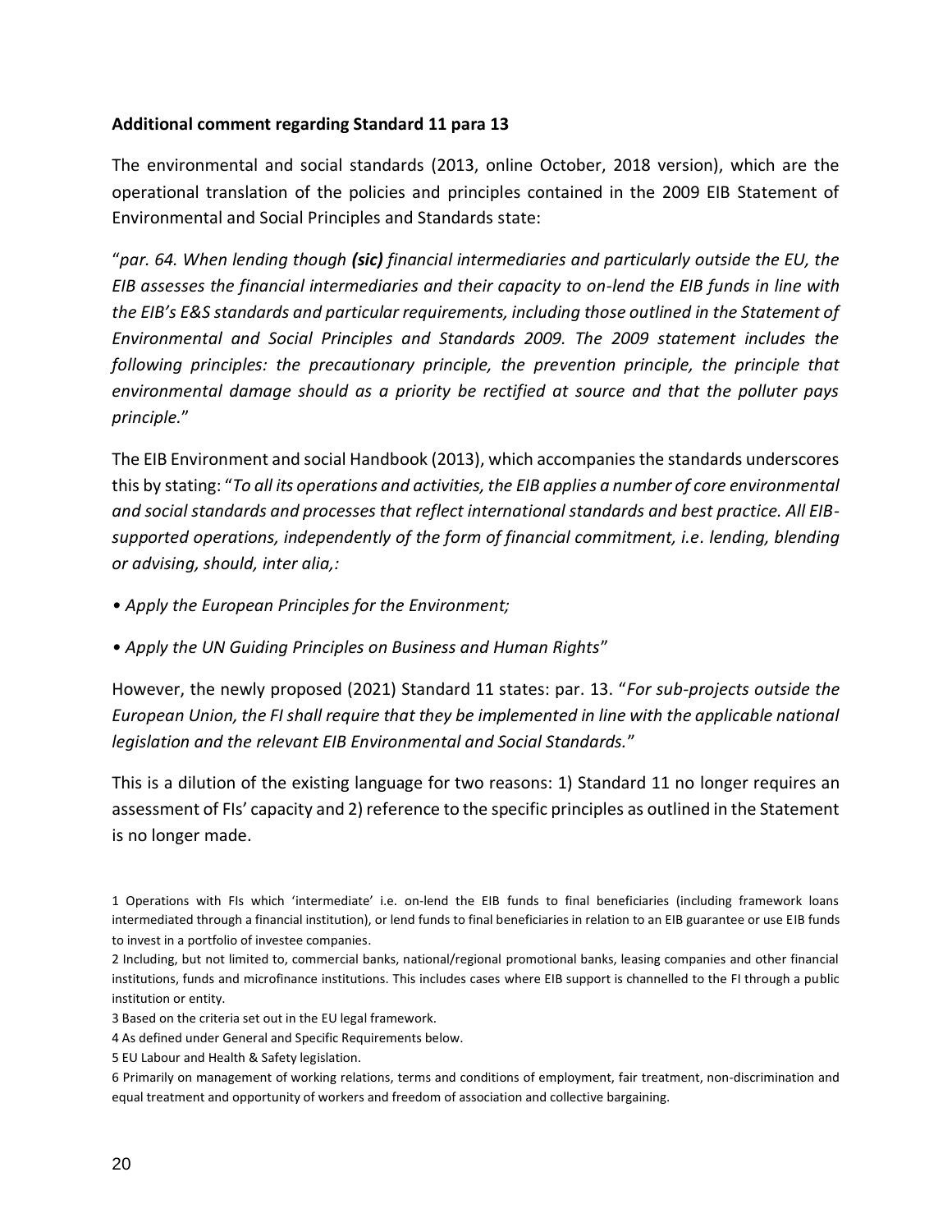**Additional comment regarding Standard 11 para 13**

The environmental and social standards (2013, online October, 2018 version), which are the operational translation of the policies and principles contained in the 2009 EIB Statement of Environmental and Social Principles and Standards state:

"*par. 64. When lending though **(sic)** financial intermediaries and particularly outside the EU, the EIB assesses the financial intermediaries and their capacity to on-lend the EIB funds in line with the EIB's E&S standards and particular requirements, including those outlined in the Statement of Environmental and Social Principles and Standards 2009. The 2009 statement includes the following principles: the precautionary principle, the prevention principle, the principle that environmental damage should as a priority be rectified at source and that the polluter pays principle.*"

The EIB Environment and social Handbook (2013), which accompanies the standards underscores this by stating: "*To all its operations and activities, the EIB applies a number of core environmental and social standards and processes that reflect international standards and best practice. All EIB-supported operations, independently of the form of financial commitment, i.e. lending, blending or advising, should, inter alia,:*

*• Apply the European Principles for the Environment;*

*• Apply the UN Guiding Principles on Business and Human Rights*"

However, the newly proposed (2021) Standard 11 states: par. 13. "*For sub-projects outside the European Union, the FI shall require that they be implemented in line with the applicable national legislation and the relevant EIB Environmental and Social Standards.*"

This is a dilution of the existing language for two reasons: 1) Standard 11 no longer requires an assessment of FIs' capacity and 2) reference to the specific principles as outlined in the Statement is no longer made.

1 Operations with FIs which 'intermediate' i.e. on-lend the EIB funds to final beneficiaries (including framework loans intermediated through a financial institution), or lend funds to final beneficiaries in relation to an EIB guarantee or use EIB funds to invest in a portfolio of investee companies.

2 Including, but not limited to, commercial banks, national/regional promotional banks, leasing companies and other financial institutions, funds and microfinance institutions. This includes cases where EIB support is channelled to the FI through a public institution or entity.

3 Based on the criteria set out in the EU legal framework.

4 As defined under General and Specific Requirements below.

5 EU Labour and Health & Safety legislation.

6 Primarily on management of working relations, terms and conditions of employment, fair treatment, non-discrimination and equal treatment and opportunity of workers and freedom of association and collective bargaining.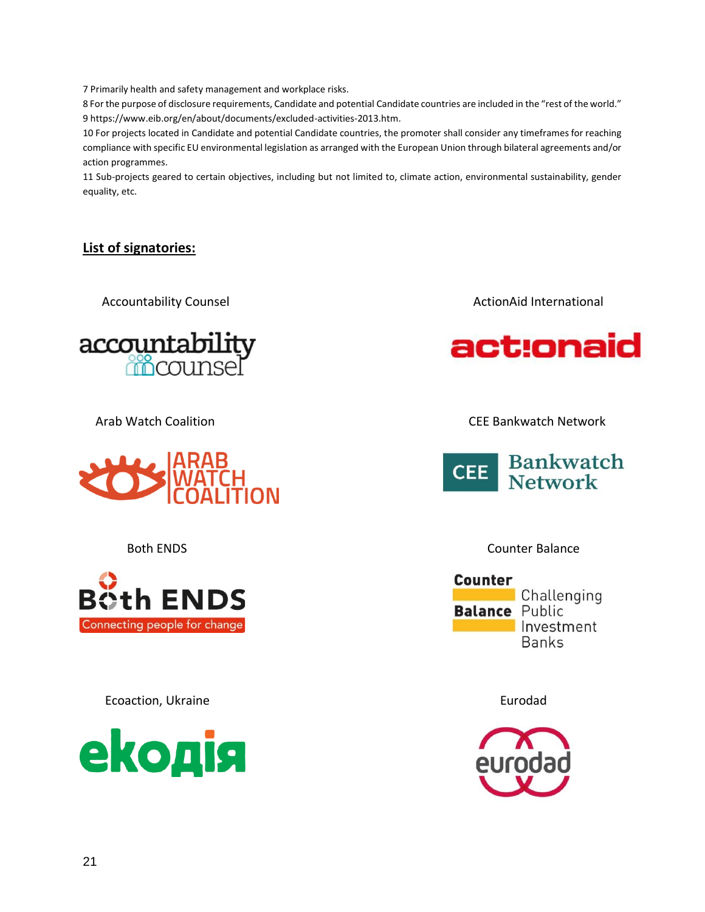7 Primarily health and safety management and workplace risks.

8 For the purpose of disclosure requirements, Candidate and potential Candidate countries are included in the "rest of the world."

9 https://www.eib.org/en/about/documents/excluded-activities-2013.htm.

10 For projects located in Candidate and potential Candidate countries, the promoter shall consider any timeframes for reaching compliance with specific EU environmental legislation as arranged with the European Union through bilateral agreements and/or action programmes.

11 Sub-projects geared to certain objectives, including but not limited to, climate action, environmental sustainability, gender equality, etc.

**List of signatories:**

Accountability Counsel

ActionAid International

Arab Watch Coalition

CEE Bankwatch Network

Both ENDS

Counter Balance

Ecoaction, Ukraine

Eurodad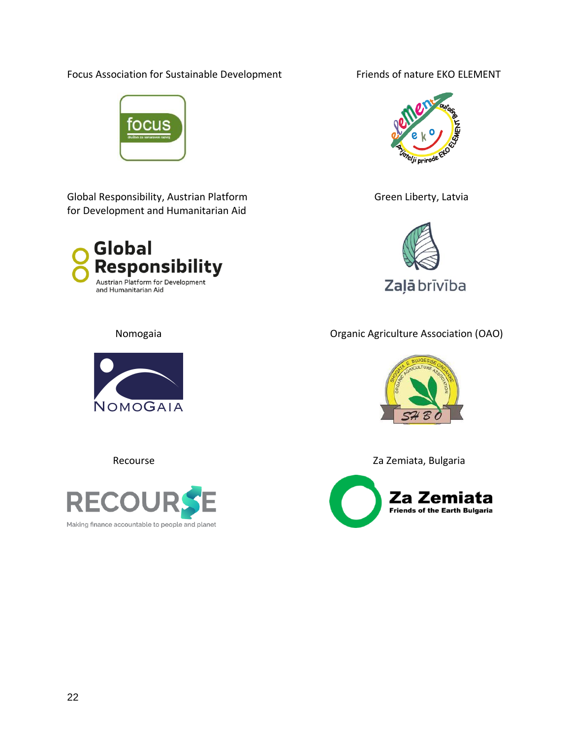Focus Association for Sustainable Development

Friends of nature EKO ELEMENT

Global Responsibility, Austrian Platform for Development and Humanitarian Aid

Green Liberty, Latvia

Nomogaia

Organic Agriculture Association (OAO)

Recourse

Za Zemiata, Bulgaria